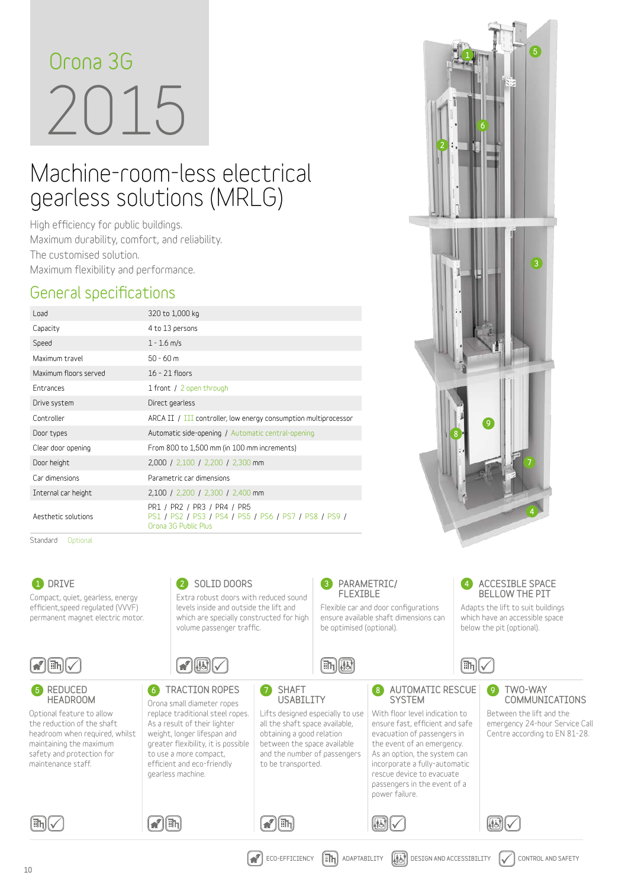# Orona 3G 2015

# Machine-room-less electrical gearless solutions (MRLG)

High efficiency for public buildings.
Maximum durability, comfort, and reliability.
The customised solution.
Maximum flexibility and performance.

## General specifications

| Specification | Value |
|---|---|
| Load | 320 to 1,000 kg |
| Capacity | 4 to 13 persons |
| Speed | 1 - 1.6 m/s |
| Maximum travel | 50 - 60 m |
| Maximum floors served | 16 - 21 floors |
| Entrances | 1 front / 2 open through |
| Drive system | Direct gearless |
| Controller | ARCA II / III controller, low energy consumption multiprocessor |
| Door types | Automatic side-opening / Automatic central-opening |
| Clear door opening | From 800 to 1,500 mm (in 100 mm increments) |
| Door height | 2,000 / 2,100 / 2,200 / 2,300 mm |
| Car dimensions | Parametric car dimensions |
| Internal car height | 2,100 / 2,200 / 2,300 / 2,400 mm |
| Aesthetic solutions | PR1 / PR2 / PR3 / PR4 / PR5 PS1 / PS2 / PS3 / PS4 / PS5 / PS6 / PS7 / PS8 / PS9 / Orona 3G Public Plus |

Standard Optional

### 1 DRIVE
Compact, quiet, gearless, energy efficient,speed regulated (VVVF) permanent magnet electric motor.

### 2 SOLID DOORS
Extra robust doors with reduced sound levels inside and outside the lift and which are specially constructed for high volume passenger traffic.

### 3 PARAMETRIC/ FLEXIBLE
Flexible car and door configurations ensure available shaft dimensions can be optimised (optional).

### 4 ACCESIBLE SPACE BELLOW THE PIT
Adapts the lift to suit buildings which have an accessible space below the pit (optional).

### 5 REDUCED HEADROOM
Optional feature to allow the reduction of the shaft headroom when required, whilst maintaining the maximum safety and protection for maintenance staff.

### 6 TRACTION ROPES
Orona small diameter ropes replace traditional steel ropes. As a result of their lighter weight, longer lifespan and greater flexibility, it is possible to use a more compact, efficient and eco-friendly gearless machine.

### 7 SHAFT USABILITY
Lifts designed especially to use all the shaft space available, obtaining a good relation between the space available and the number of passengers to be transported.

### 8 AUTOMATIC RESCUE SYSTEM
With floor level indication to ensure fast, efficient and safe evacuation of passengers in the event of an emergency. As an option, the system can incorporate a fully-automatic rescue device to evacuate passengers in the event of a power failure.

### 9 TWO-WAY COMMUNICATIONS
Between the lift and the emergency 24-hour Service Call Centre according to EN 81-28.

ECO-EFFICIENCY ADAPTABILITY DESIGN AND ACCESSIBILITY CONTROL AND SAFETY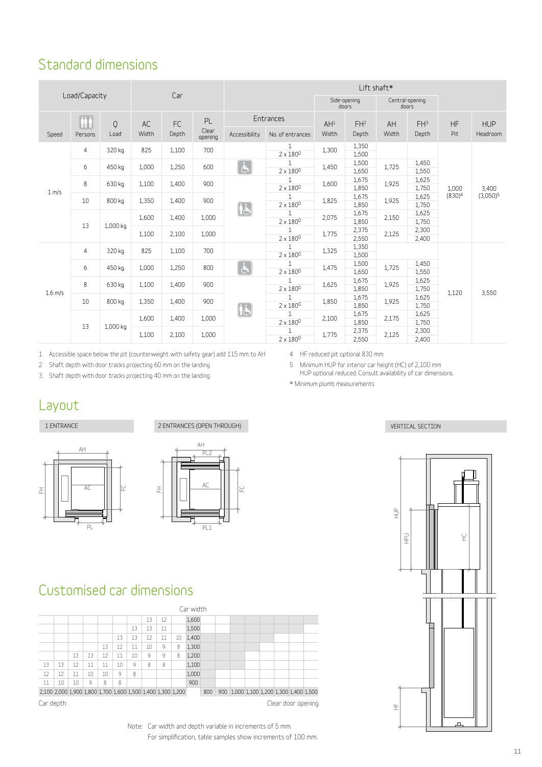## Standard dimensions

| Load/Capacity | | | Car | | | Lift shaft* | | | | | | | |
|---|---|---|---|---|---|---|---|---|---|---|---|---|---|
| | | | | | | | | Side-opening doors | | Central-opening doors | | | |
| Speed | Persons | Q Load | AC Width | FC Depth | PL Clear opening | Entrances Accessibility | No. of entrances | AH[1] Width | FH[2] Depth | AH Width | FH[3] Depth | HF Pit | HUP Headroom |
| 1 m/s | 4 | 320 kg | 825 | 1,100 | 700 | | 1 | 1,300 | 1,350 | | | 1,000 (830)[4] | 3,400 (3,050)[5] |
| | | | | | | | 2 x 180⁰ | | 1,500 | | | | |
| | 6 | 450 kg | 1,000 | 1,250 | 600 | ♿ | 1 | 1,450 | 1,500 | 1,725 | 1,450 | | |
| | | | | | | | 2 x 180⁰ | | 1,650 | | 1,550 | | |
| | 8 | 630 kg | 1,100 | 1,400 | 900 | ♿ | 1 | 1,600 | 1,675 | 1,925 | 1,625 | | |
| | | | | | | | 2 x 180⁰ | | 1,850 | | 1,750 | | |
| | 10 | 800 kg | 1,350 | 1,400 | 900 | | 1 | 1,825 | 1,675 | 1,925 | 1,625 | | |
| | | | | | | | 2 x 180⁰ | | 1,850 | | 1,750 | | |
| | 13 | 1,000 kg | 1,600 | 1,400 | 1,000 | | 1 | 2,075 | 1,675 | 2,150 | 1,625 | | |
| | | | | | | | 2 x 180⁰ | | 1,850 | | 1,750 | | |
| | | | 1,100 | 2,100 | 1,000 | | 1 | 1,775 | 2,375 | 2,125 | 2,300 | | |
| | | | | | | | 2 x 180⁰ | | 2,550 | | 2,400 | | |
| 1.6 m/s | 4 | 320 kg | 825 | 1,100 | 700 | | 1 | 1,325 | 1,350 | | | 1,120 | 3,550 |
| | | | | | | | 2 x 180⁰ | | 1,500 | | | | |
| | 6 | 450 kg | 1,000 | 1,250 | 800 | ♿ | 1 | 1,475 | 1,500 | 1,725 | 1,450 | | |
| | | | | | | | 2 x 180⁰ | | 1,650 | | 1,550 | | |
| | 8 | 630 kg | 1,100 | 1,400 | 900 | ♿ | 1 | 1,625 | 1,675 | 1,925 | 1,625 | | |
| | | | | | | | 2 x 180⁰ | | 1,850 | | 1,750 | | |
| | 10 | 800 kg | 1,350 | 1,400 | 900 | | 1 | 1,850 | 1,675 | 1,925 | 1,625 | | |
| | | | | | | | 2 x 180⁰ | | 1,850 | | 1,750 | | |
| | 13 | 1,000 kg | 1,600 | 1,400 | 1,000 | | 1 | 2,100 | 1,675 | 2,175 | 1,625 | | |
| | | | | | | | 2 x 180⁰ | | 1,850 | | 1,750 | | |
| | | | 1,100 | 2,100 | 1,000 | | 1 | 1,775 | 2,375 | 2,125 | 2,300 | | |
| | | | | | | | 2 x 180⁰ | | 2,550 | | 2,400 | | |

1 Accessible space below the pit (counterweight with safety gear) add 115 mm to AH

2 Shaft depth with door tracks projecting 60 mm on the landing

3 Shaft depth with door tracks projecting 40 mm on the landing

4 HF reduced pit optional 830 mm

5 Minimum HUP for interior car height (HC) of 2,100 mm
HUP optional reduced. Consult availability of car dimensions.

\* Minimum plumb measurements

## Layout

1 ENTRANCE

AH
FH
AC
FC
PL

2 ENTRANCES (OPEN THROUGH)

AH
PL2
FH
AC
FC
PL1

VERTICAL SECTION

HUP
HPU
HC
HF

## Customised car dimensions

Car width

| | | | | | | | | | | | | | | | | | | | |
|---|---|---|---|---|---|---|---|---|---|---|---|---|---|---|---|---|---|---|---|
| | | | | | | | 13 | 12 | | 1,600 | | | | | | | | | |
| | | | | | | 13 | 13 | 11 | | 1,500 | | | | | | | | | |
| | | | | | 13 | 13 | 12 | 11 | 10 | 1,400 | | | | | | | | | |
| | | | | 13 | 12 | 11 | 10 | 9 | 8 | 1,300 | | | | | | | | | |
| | | 13 | 13 | 12 | 11 | 10 | 9 | 9 | 8 | 1,200 | | | | | | | | | |
| 13 | 13 | 12 | 11 | 11 | 10 | 9 | 8 | 8 | | 1,100 | | | | | | | | | |
| 12 | 12 | 11 | 10 | 10 | 9 | 8 | | | | 1,000 | | | | | | | | | |
| 11 | 10 | 10 | 9 | 8 | 8 | | | | | 900 | | | | | | | | | |
| 2,100 | 2,000 | 1,900 | 1,800 | 1,700 | 1,600 | 1,500 | 1,400 | 1,300 | 1,200 | | 800 | 900 | 1,000 | 1,100 | 1,200 | 1,300 | 1,400 | 1,500 | |

Car depth

Clear door opening

Note: Car width and depth variable in increments of 5 mm.
For simplification, table samples show increments of 100 mm.